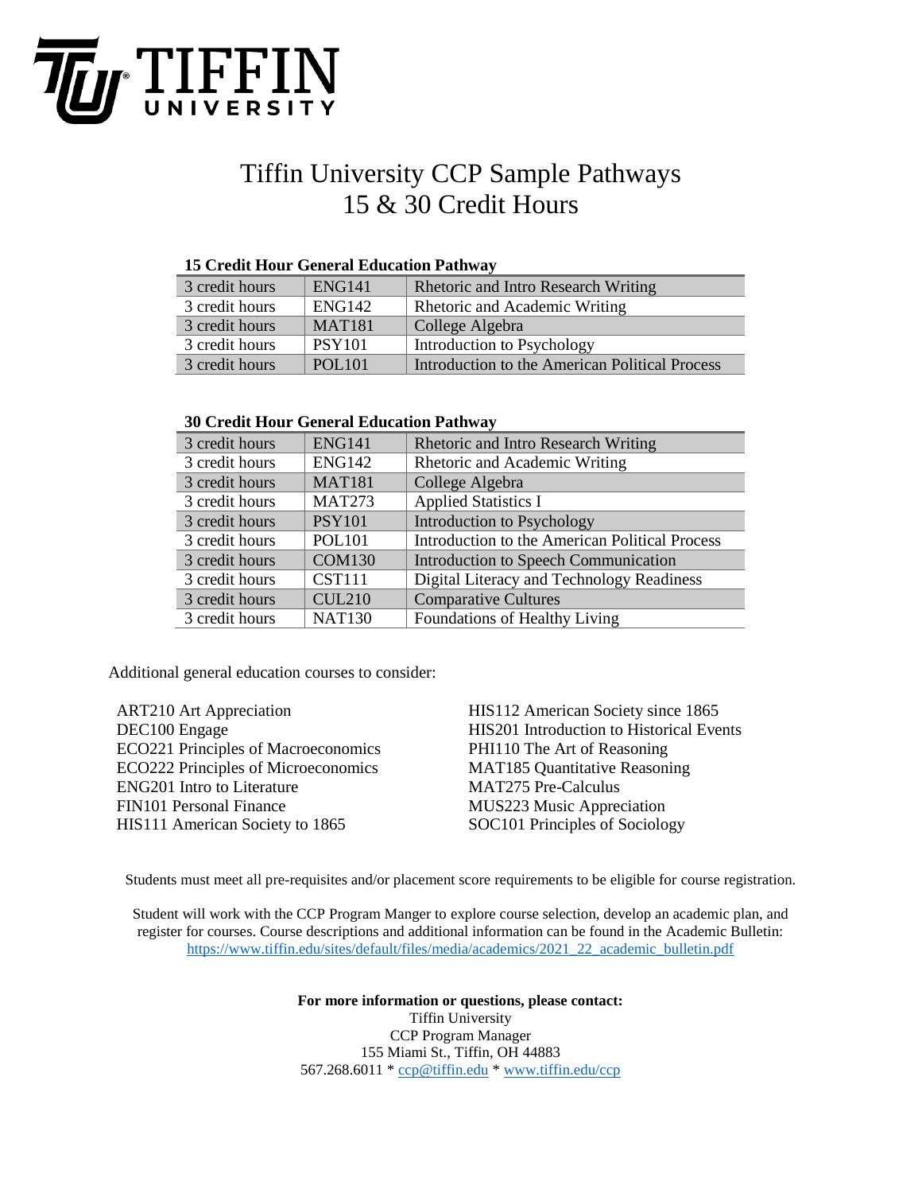**TIFFIN UNIVERSITY**

# Tiffin University CCP Sample Pathways
# 15 & 30 Credit Hours

### 15 Credit Hour General Education Pathway

| | | |
|---|---|---|
| 3 credit hours | ENG141 | Rhetoric and Intro Research Writing |
| 3 credit hours | ENG142 | Rhetoric and Academic Writing |
| 3 credit hours | MAT181 | College Algebra |
| 3 credit hours | PSY101 | Introduction to Psychology |
| 3 credit hours | POL101 | Introduction to the American Political Process |

### 30 Credit Hour General Education Pathway

| | | |
|---|---|---|
| 3 credit hours | ENG141 | Rhetoric and Intro Research Writing |
| 3 credit hours | ENG142 | Rhetoric and Academic Writing |
| 3 credit hours | MAT181 | College Algebra |
| 3 credit hours | MAT273 | Applied Statistics I |
| 3 credit hours | PSY101 | Introduction to Psychology |
| 3 credit hours | POL101 | Introduction to the American Political Process |
| 3 credit hours | COM130 | Introduction to Speech Communication |
| 3 credit hours | CST111 | Digital Literacy and Technology Readiness |
| 3 credit hours | CUL210 | Comparative Cultures |
| 3 credit hours | NAT130 | Foundations of Healthy Living |

Additional general education courses to consider:

ART210 Art Appreciation
DEC100 Engage
ECO221 Principles of Macroeconomics
ECO222 Principles of Microeconomics
ENG201 Intro to Literature
FIN101 Personal Finance
HIS111 American Society to 1865
HIS112 American Society since 1865
HIS201 Introduction to Historical Events
PHI110 The Art of Reasoning
MAT185 Quantitative Reasoning
MAT275 Pre-Calculus
MUS223 Music Appreciation
SOC101 Principles of Sociology

Students must meet all pre-requisites and/or placement score requirements to be eligible for course registration.

Student will work with the CCP Program Manger to explore course selection, develop an academic plan, and register for courses. Course descriptions and additional information can be found in the Academic Bulletin: https://www.tiffin.edu/sites/default/files/media/academics/2021_22_academic_bulletin.pdf

**For more information or questions, please contact:**
Tiffin University
CCP Program Manager
155 Miami St., Tiffin, OH 44883
567.268.6011 * ccp@tiffin.edu * www.tiffin.edu/ccp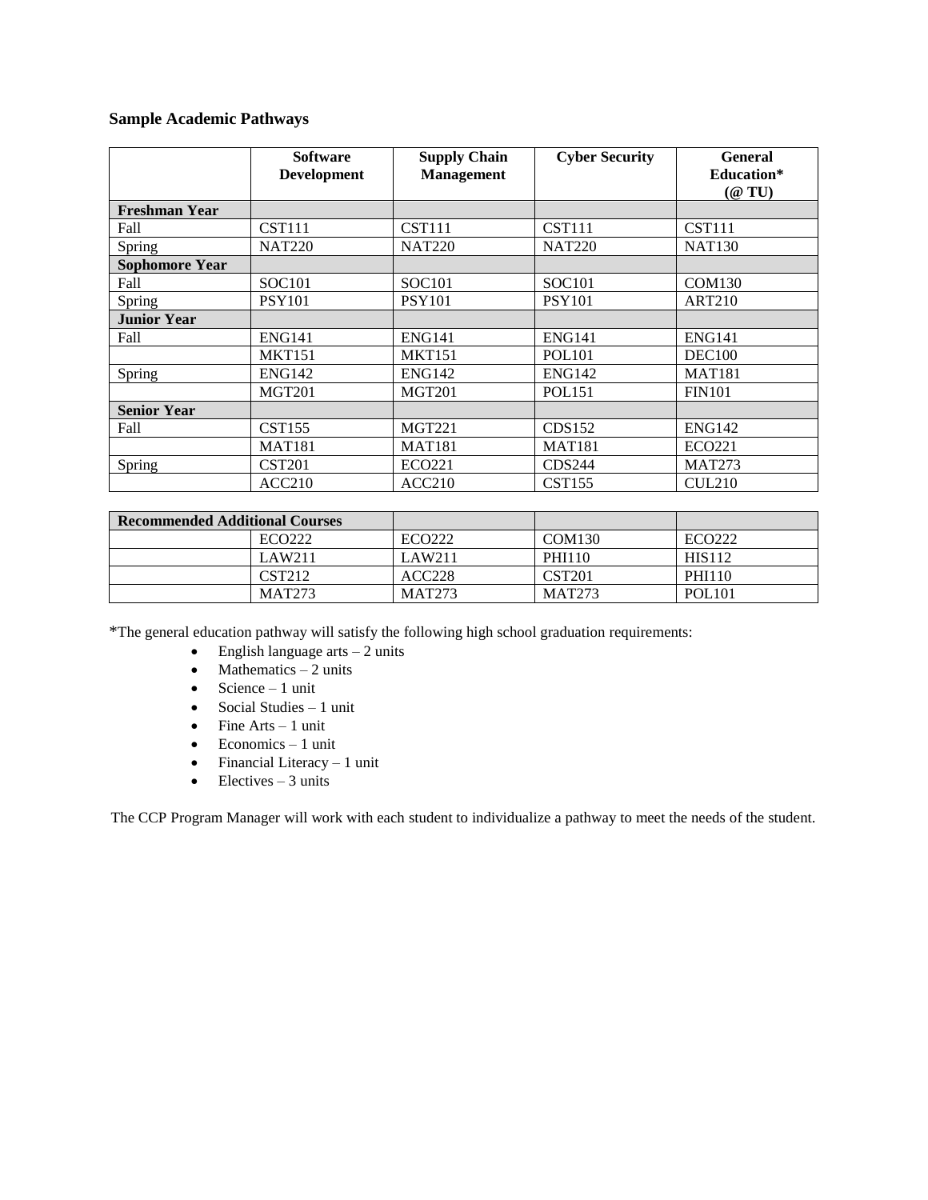### Sample Academic Pathways

| | Software Development | Supply Chain Management | Cyber Security | General Education* (@ TU) |
|---|---|---|---|---|
| **Freshman Year** | | | | |
| Fall | CST111 | CST111 | CST111 | CST111 |
| Spring | NAT220 | NAT220 | NAT220 | NAT130 |
| **Sophomore Year** | | | | |
| Fall | SOC101 | SOC101 | SOC101 | COM130 |
| Spring | PSY101 | PSY101 | PSY101 | ART210 |
| **Junior Year** | | | | |
| Fall | ENG141 | ENG141 | ENG141 | ENG141 |
| | MKT151 | MKT151 | POL101 | DEC100 |
| Spring | ENG142 | ENG142 | ENG142 | MAT181 |
| | MGT201 | MGT201 | POL151 | FIN101 |
| **Senior Year** | | | | |
| Fall | CST155 | MGT221 | CDS152 | ENG142 |
| | MAT181 | MAT181 | MAT181 | ECO221 |
| Spring | CST201 | ECO221 | CDS244 | MAT273 |
| | ACC210 | ACC210 | CST155 | CUL210 |

| **Recommended Additional Courses** | | | | |
|---|---|---|---|---|
| | ECO222 | ECO222 | COM130 | ECO222 |
| | LAW211 | LAW211 | PHI110 | HIS112 |
| | CST212 | ACC228 | CST201 | PHI110 |
| | MAT273 | MAT273 | MAT273 | POL101 |

*The general education pathway will satisfy the following high school graduation requirements:

- English language arts – 2 units
- Mathematics – 2 units
- Science – 1 unit
- Social Studies – 1 unit
- Fine Arts – 1 unit
- Economics – 1 unit
- Financial Literacy – 1 unit
- Electives – 3 units

The CCP Program Manager will work with each student to individualize a pathway to meet the needs of the student.